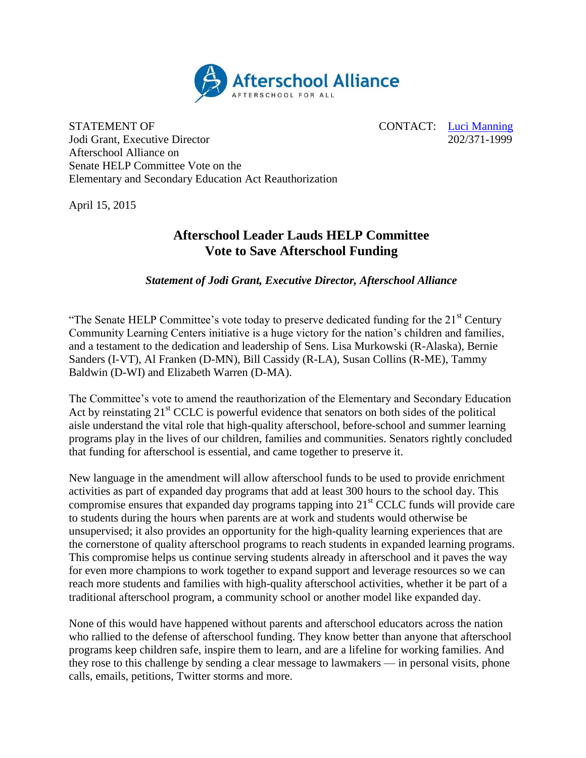Afterschool Alliance
AFTERSCHOOL FOR ALL

STATEMENT OF
Jodi Grant, Executive Director
Afterschool Alliance on
Senate HELP Committee Vote on the
Elementary and Secondary Education Act Reauthorization

CONTACT: Luci Manning
202/371-1999

April 15, 2015

## Afterschool Leader Lauds HELP Committee Vote to Save Afterschool Funding

***Statement of Jodi Grant, Executive Director, Afterschool Alliance***

"The Senate HELP Committee's vote today to preserve dedicated funding for the 21st Century Community Learning Centers initiative is a huge victory for the nation's children and families, and a testament to the dedication and leadership of Sens. Lisa Murkowski (R-Alaska), Bernie Sanders (I-VT), Al Franken (D-MN), Bill Cassidy (R-LA), Susan Collins (R-ME), Tammy Baldwin (D-WI) and Elizabeth Warren (D-MA).

The Committee's vote to amend the reauthorization of the Elementary and Secondary Education Act by reinstating 21st CCLC is powerful evidence that senators on both sides of the political aisle understand the vital role that high-quality afterschool, before-school and summer learning programs play in the lives of our children, families and communities. Senators rightly concluded that funding for afterschool is essential, and came together to preserve it.

New language in the amendment will allow afterschool funds to be used to provide enrichment activities as part of expanded day programs that add at least 300 hours to the school day. This compromise ensures that expanded day programs tapping into 21st CCLC funds will provide care to students during the hours when parents are at work and students would otherwise be unsupervised; it also provides an opportunity for the high-quality learning experiences that are the cornerstone of quality afterschool programs to reach students in expanded learning programs. This compromise helps us continue serving students already in afterschool and it paves the way for even more champions to work together to expand support and leverage resources so we can reach more students and families with high-quality afterschool activities, whether it be part of a traditional afterschool program, a community school or another model like expanded day.

None of this would have happened without parents and afterschool educators across the nation who rallied to the defense of afterschool funding. They know better than anyone that afterschool programs keep children safe, inspire them to learn, and are a lifeline for working families. And they rose to this challenge by sending a clear message to lawmakers — in personal visits, phone calls, emails, petitions, Twitter storms and more.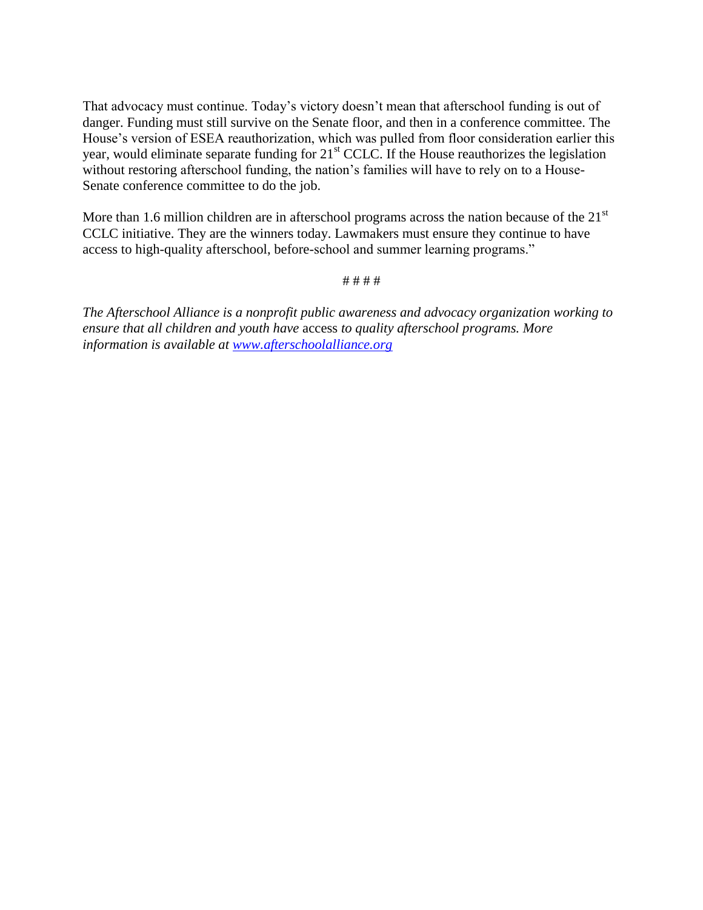That advocacy must continue. Today's victory doesn't mean that afterschool funding is out of danger. Funding must still survive on the Senate floor, and then in a conference committee. The House's version of ESEA reauthorization, which was pulled from floor consideration earlier this year, would eliminate separate funding for 21st CCLC. If the House reauthorizes the legislation without restoring afterschool funding, the nation's families will have to rely on to a House-Senate conference committee to do the job.

More than 1.6 million children are in afterschool programs across the nation because of the 21st CCLC initiative. They are the winners today. Lawmakers must ensure they continue to have access to high-quality afterschool, before-school and summer learning programs."

# # # #

*The Afterschool Alliance is a nonprofit public awareness and advocacy organization working to ensure that all children and youth have* access *to quality afterschool programs. More information is available at [www.afterschoolalliance.org](http://www.afterschoolalliance.org)*